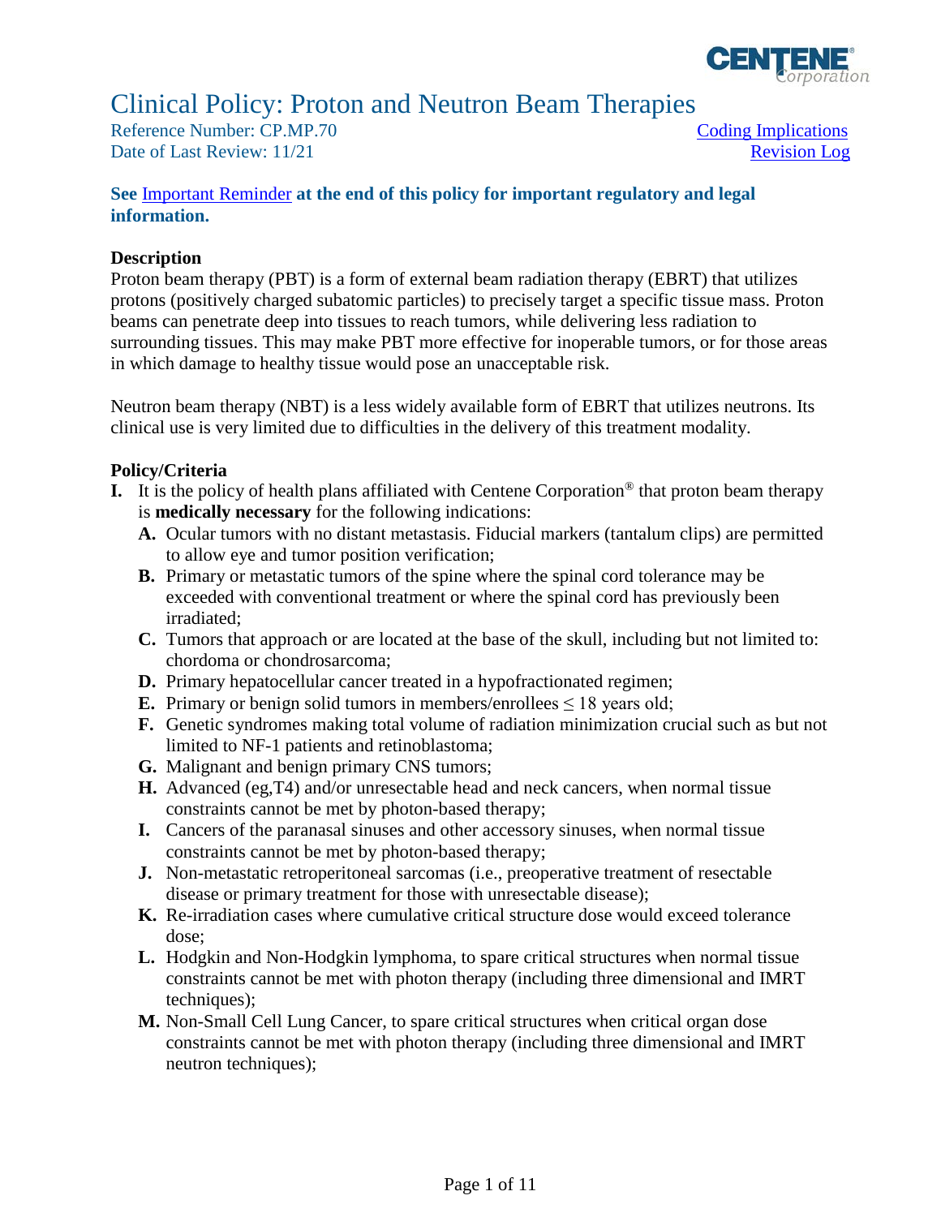# Clinical Policy: Proton and Neutron Beam Therapies

Reference Number: CP.MP.70
Date of Last Review: 11/21

Coding Implications
Revision Log

**See Important Reminder at the end of this policy for important regulatory and legal information.**

## Description

Proton beam therapy (PBT) is a form of external beam radiation therapy (EBRT) that utilizes protons (positively charged subatomic particles) to precisely target a specific tissue mass. Proton beams can penetrate deep into tissues to reach tumors, while delivering less radiation to surrounding tissues. This may make PBT more effective for inoperable tumors, or for those areas in which damage to healthy tissue would pose an unacceptable risk.

Neutron beam therapy (NBT) is a less widely available form of EBRT that utilizes neutrons. Its clinical use is very limited due to difficulties in the delivery of this treatment modality.

## Policy/Criteria

**I.** It is the policy of health plans affiliated with Centene Corporation® that proton beam therapy is **medically necessary** for the following indications:

   **A.** Ocular tumors with no distant metastasis. Fiducial markers (tantalum clips) are permitted to allow eye and tumor position verification;

   **B.** Primary or metastatic tumors of the spine where the spinal cord tolerance may be exceeded with conventional treatment or where the spinal cord has previously been irradiated;

   **C.** Tumors that approach or are located at the base of the skull, including but not limited to: chordoma or chondrosarcoma;

   **D.** Primary hepatocellular cancer treated in a hypofractionated regimen;

   **E.** Primary or benign solid tumors in members/enrollees ≤ 18 years old;

   **F.** Genetic syndromes making total volume of radiation minimization crucial such as but not limited to NF-1 patients and retinoblastoma;

   **G.** Malignant and benign primary CNS tumors;

   **H.** Advanced (eg,T4) and/or unresectable head and neck cancers, when normal tissue constraints cannot be met by photon-based therapy;

   **I.** Cancers of the paranasal sinuses and other accessory sinuses, when normal tissue constraints cannot be met by photon-based therapy;

   **J.** Non-metastatic retroperitoneal sarcomas (i.e., preoperative treatment of resectable disease or primary treatment for those with unresectable disease);

   **K.** Re-irradiation cases where cumulative critical structure dose would exceed tolerance dose;

   **L.** Hodgkin and Non-Hodgkin lymphoma, to spare critical structures when normal tissue constraints cannot be met with photon therapy (including three dimensional and IMRT techniques);

   **M.** Non-Small Cell Lung Cancer, to spare critical structures when critical organ dose constraints cannot be met with photon therapy (including three dimensional and IMRT neutron techniques);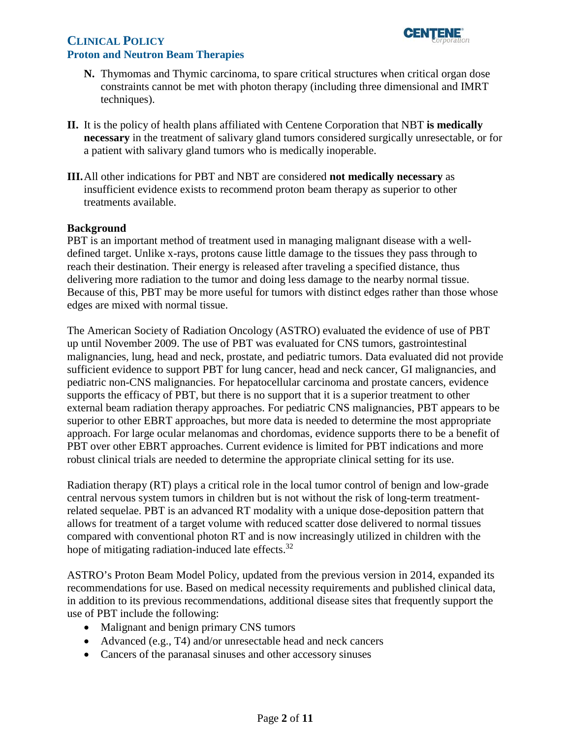N. Thymomas and Thymic carcinoma, to spare critical structures when critical organ dose constraints cannot be met with photon therapy (including three dimensional and IMRT techniques).

II. It is the policy of health plans affiliated with Centene Corporation that NBT **is medically necessary** in the treatment of salivary gland tumors considered surgically unresectable, or for a patient with salivary gland tumors who is medically inoperable.

III. All other indications for PBT and NBT are considered **not medically necessary** as insufficient evidence exists to recommend proton beam therapy as superior to other treatments available.

## Background

PBT is an important method of treatment used in managing malignant disease with a well-defined target. Unlike x-rays, protons cause little damage to the tissues they pass through to reach their destination. Their energy is released after traveling a specified distance, thus delivering more radiation to the tumor and doing less damage to the nearby normal tissue. Because of this, PBT may be more useful for tumors with distinct edges rather than those whose edges are mixed with normal tissue.

The American Society of Radiation Oncology (ASTRO) evaluated the evidence of use of PBT up until November 2009. The use of PBT was evaluated for CNS tumors, gastrointestinal malignancies, lung, head and neck, prostate, and pediatric tumors. Data evaluated did not provide sufficient evidence to support PBT for lung cancer, head and neck cancer, GI malignancies, and pediatric non-CNS malignancies. For hepatocellular carcinoma and prostate cancers, evidence supports the efficacy of PBT, but there is no support that it is a superior treatment to other external beam radiation therapy approaches. For pediatric CNS malignancies, PBT appears to be superior to other EBRT approaches, but more data is needed to determine the most appropriate approach. For large ocular melanomas and chordomas, evidence supports there to be a benefit of PBT over other EBRT approaches. Current evidence is limited for PBT indications and more robust clinical trials are needed to determine the appropriate clinical setting for its use.

Radiation therapy (RT) plays a critical role in the local tumor control of benign and low-grade central nervous system tumors in children but is not without the risk of long-term treatment-related sequelae. PBT is an advanced RT modality with a unique dose-deposition pattern that allows for treatment of a target volume with reduced scatter dose delivered to normal tissues compared with conventional photon RT and is now increasingly utilized in children with the hope of mitigating radiation-induced late effects.[32]

ASTRO's Proton Beam Model Policy, updated from the previous version in 2014, expanded its recommendations for use. Based on medical necessity requirements and published clinical data, in addition to its previous recommendations, additional disease sites that frequently support the use of PBT include the following:

- Malignant and benign primary CNS tumors
- Advanced (e.g., T4) and/or unresectable head and neck cancers
- Cancers of the paranasal sinuses and other accessory sinuses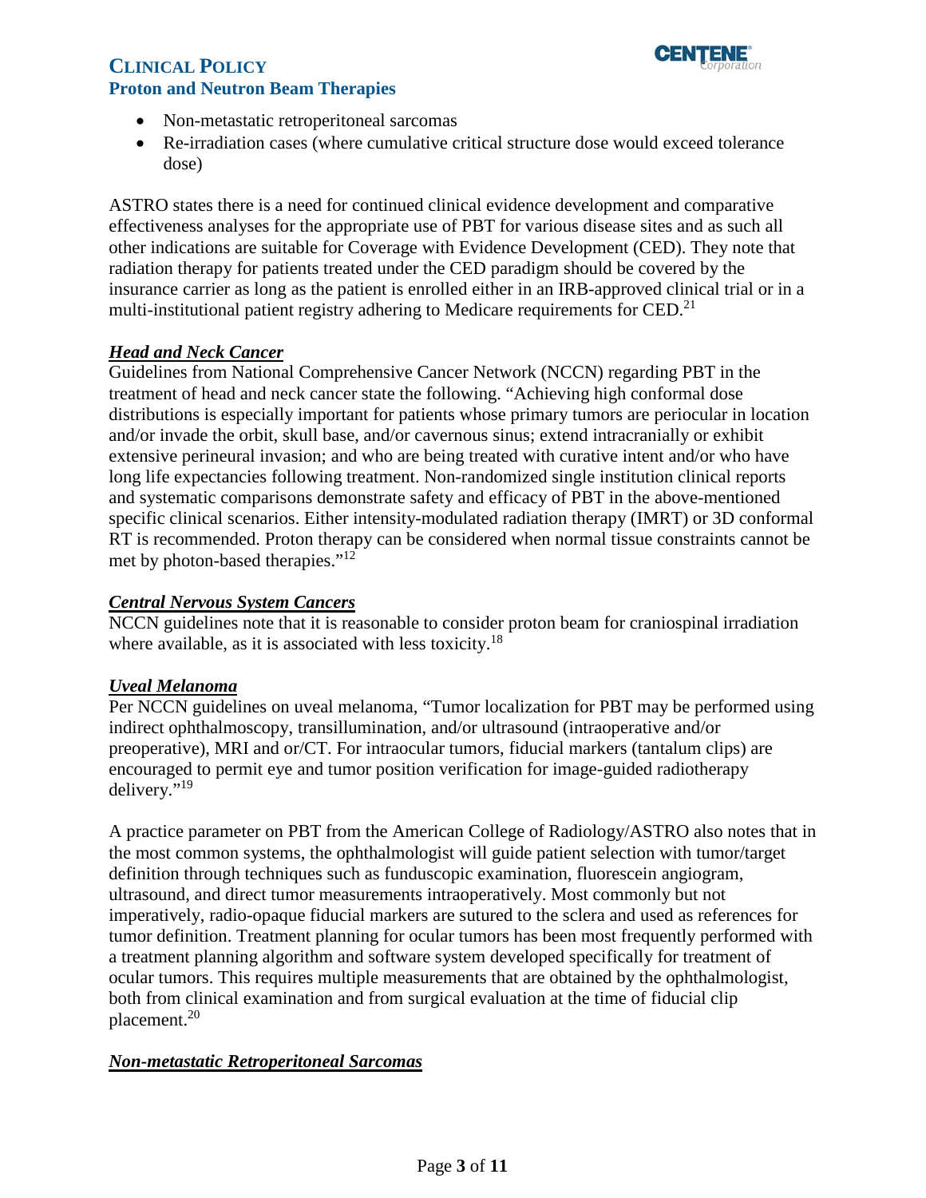- Non-metastatic retroperitoneal sarcomas
- Re-irradiation cases (where cumulative critical structure dose would exceed tolerance dose)

ASTRO states there is a need for continued clinical evidence development and comparative effectiveness analyses for the appropriate use of PBT for various disease sites and as such all other indications are suitable for Coverage with Evidence Development (CED). They note that radiation therapy for patients treated under the CED paradigm should be covered by the insurance carrier as long as the patient is enrolled either in an IRB-approved clinical trial or in a multi-institutional patient registry adhering to Medicare requirements for CED.[21]

***Head and Neck Cancer***

Guidelines from National Comprehensive Cancer Network (NCCN) regarding PBT in the treatment of head and neck cancer state the following. "Achieving high conformal dose distributions is especially important for patients whose primary tumors are periocular in location and/or invade the orbit, skull base, and/or cavernous sinus; extend intracranially or exhibit extensive perineural invasion; and who are being treated with curative intent and/or who have long life expectancies following treatment. Non-randomized single institution clinical reports and systematic comparisons demonstrate safety and efficacy of PBT in the above-mentioned specific clinical scenarios. Either intensity-modulated radiation therapy (IMRT) or 3D conformal RT is recommended. Proton therapy can be considered when normal tissue constraints cannot be met by photon-based therapies."[12]

***Central Nervous System Cancers***

NCCN guidelines note that it is reasonable to consider proton beam for craniospinal irradiation where available, as it is associated with less toxicity.[18]

***Uveal Melanoma***

Per NCCN guidelines on uveal melanoma, "Tumor localization for PBT may be performed using indirect ophthalmoscopy, transillumination, and/or ultrasound (intraoperative and/or preoperative), MRI and or/CT. For intraocular tumors, fiducial markers (tantalum clips) are encouraged to permit eye and tumor position verification for image-guided radiotherapy delivery."[19]

A practice parameter on PBT from the American College of Radiology/ASTRO also notes that in the most common systems, the ophthalmologist will guide patient selection with tumor/target definition through techniques such as funduscopic examination, fluorescein angiogram, ultrasound, and direct tumor measurements intraoperatively. Most commonly but not imperatively, radio-opaque fiducial markers are sutured to the sclera and used as references for tumor definition. Treatment planning for ocular tumors has been most frequently performed with a treatment planning algorithm and software system developed specifically for treatment of ocular tumors. This requires multiple measurements that are obtained by the ophthalmologist, both from clinical examination and from surgical evaluation at the time of fiducial clip placement.[20]

***Non-metastatic Retroperitoneal Sarcomas***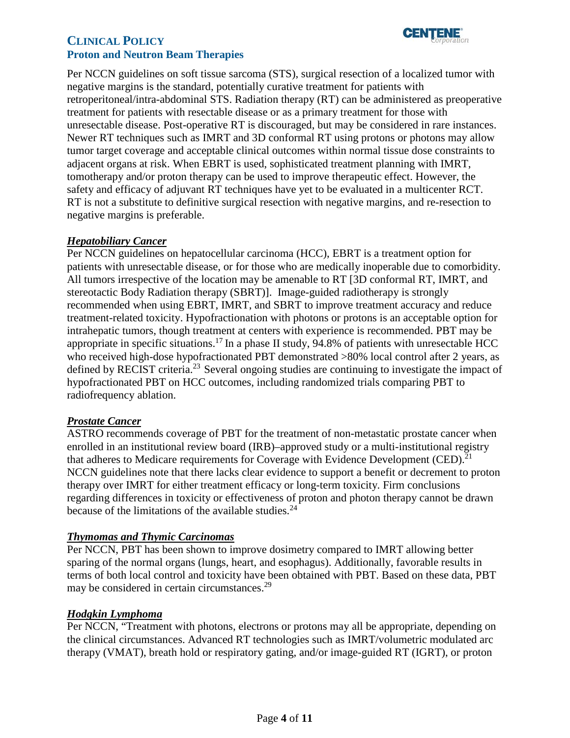Per NCCN guidelines on soft tissue sarcoma (STS), surgical resection of a localized tumor with negative margins is the standard, potentially curative treatment for patients with retroperitoneal/intra-abdominal STS. Radiation therapy (RT) can be administered as preoperative treatment for patients with resectable disease or as a primary treatment for those with unresectable disease. Post-operative RT is discouraged, but may be considered in rare instances. Newer RT techniques such as IMRT and 3D conformal RT using protons or photons may allow tumor target coverage and acceptable clinical outcomes within normal tissue dose constraints to adjacent organs at risk. When EBRT is used, sophisticated treatment planning with IMRT, tomotherapy and/or proton therapy can be used to improve therapeutic effect. However, the safety and efficacy of adjuvant RT techniques have yet to be evaluated in a multicenter RCT. RT is not a substitute to definitive surgical resection with negative margins, and re-resection to negative margins is preferable.

***Hepatobiliary Cancer***

Per NCCN guidelines on hepatocellular carcinoma (HCC), EBRT is a treatment option for patients with unresectable disease, or for those who are medically inoperable due to comorbidity. All tumors irrespective of the location may be amenable to RT [3D conformal RT, IMRT, and stereotactic Body Radiation therapy (SBRT)]. Image-guided radiotherapy is strongly recommended when using EBRT, IMRT, and SBRT to improve treatment accuracy and reduce treatment-related toxicity. Hypofractionation with photons or protons is an acceptable option for intrahepatic tumors, though treatment at centers with experience is recommended. PBT may be appropriate in specific situations.[17] In a phase II study, 94.8% of patients with unresectable HCC who received high-dose hypofractionated PBT demonstrated >80% local control after 2 years, as defined by RECIST criteria.[23] Several ongoing studies are continuing to investigate the impact of hypofractionated PBT on HCC outcomes, including randomized trials comparing PBT to radiofrequency ablation.

***Prostate Cancer***

ASTRO recommends coverage of PBT for the treatment of non-metastatic prostate cancer when enrolled in an institutional review board (IRB)–approved study or a multi-institutional registry that adheres to Medicare requirements for Coverage with Evidence Development (CED).[21] NCCN guidelines note that there lacks clear evidence to support a benefit or decrement to proton therapy over IMRT for either treatment efficacy or long-term toxicity. Firm conclusions regarding differences in toxicity or effectiveness of proton and photon therapy cannot be drawn because of the limitations of the available studies.[24]

***Thymomas and Thymic Carcinomas***

Per NCCN, PBT has been shown to improve dosimetry compared to IMRT allowing better sparing of the normal organs (lungs, heart, and esophagus). Additionally, favorable results in terms of both local control and toxicity have been obtained with PBT. Based on these data, PBT may be considered in certain circumstances.[29]

***Hodgkin Lymphoma***

Per NCCN, "Treatment with photons, electrons or protons may all be appropriate, depending on the clinical circumstances. Advanced RT technologies such as IMRT/volumetric modulated arc therapy (VMAT), breath hold or respiratory gating, and/or image-guided RT (IGRT), or proton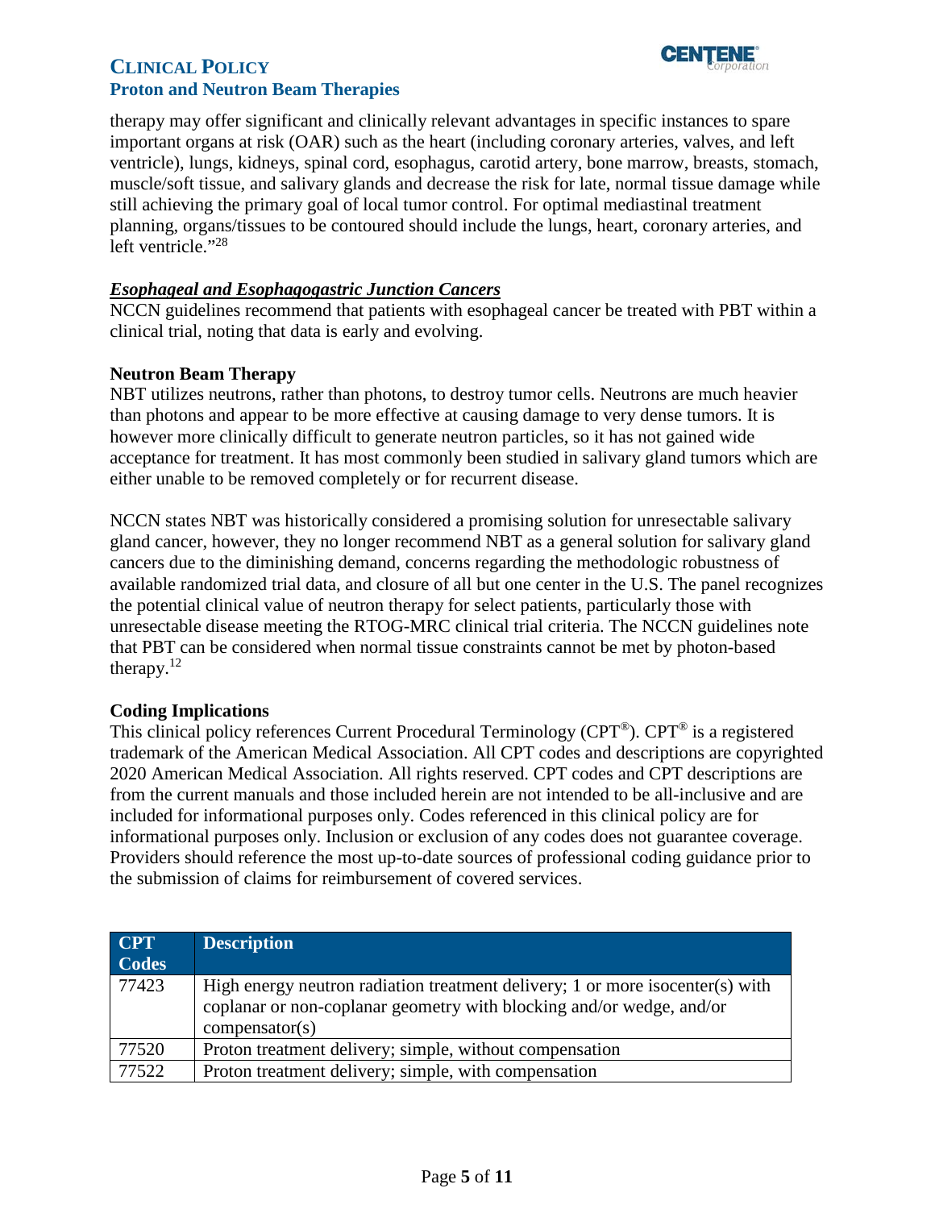therapy may offer significant and clinically relevant advantages in specific instances to spare important organs at risk (OAR) such as the heart (including coronary arteries, valves, and left ventricle), lungs, kidneys, spinal cord, esophagus, carotid artery, bone marrow, breasts, stomach, muscle/soft tissue, and salivary glands and decrease the risk for late, normal tissue damage while still achieving the primary goal of local tumor control. For optimal mediastinal treatment planning, organs/tissues to be contoured should include the lungs, heart, coronary arteries, and left ventricle."[28]

***Esophageal and Esophagogastric Junction Cancers***

NCCN guidelines recommend that patients with esophageal cancer be treated with PBT within a clinical trial, noting that data is early and evolving.

**Neutron Beam Therapy**

NBT utilizes neutrons, rather than photons, to destroy tumor cells. Neutrons are much heavier than photons and appear to be more effective at causing damage to very dense tumors. It is however more clinically difficult to generate neutron particles, so it has not gained wide acceptance for treatment. It has most commonly been studied in salivary gland tumors which are either unable to be removed completely or for recurrent disease.

NCCN states NBT was historically considered a promising solution for unresectable salivary gland cancer, however, they no longer recommend NBT as a general solution for salivary gland cancers due to the diminishing demand, concerns regarding the methodologic robustness of available randomized trial data, and closure of all but one center in the U.S. The panel recognizes the potential clinical value of neutron therapy for select patients, particularly those with unresectable disease meeting the RTOG-MRC clinical trial criteria. The NCCN guidelines note that PBT can be considered when normal tissue constraints cannot be met by photon-based therapy.[12]

**Coding Implications**

This clinical policy references Current Procedural Terminology (CPT®). CPT® is a registered trademark of the American Medical Association. All CPT codes and descriptions are copyrighted 2020 American Medical Association. All rights reserved. CPT codes and CPT descriptions are from the current manuals and those included herein are not intended to be all-inclusive and are included for informational purposes only. Codes referenced in this clinical policy are for informational purposes only. Inclusion or exclusion of any codes does not guarantee coverage. Providers should reference the most up-to-date sources of professional coding guidance prior to the submission of claims for reimbursement of covered services.

| CPT Codes | Description |
|---|---|
| 77423 | High energy neutron radiation treatment delivery; 1 or more isocenter(s) with coplanar or non-coplanar geometry with blocking and/or wedge, and/or compensator(s) |
| 77520 | Proton treatment delivery; simple, without compensation |
| 77522 | Proton treatment delivery; simple, with compensation |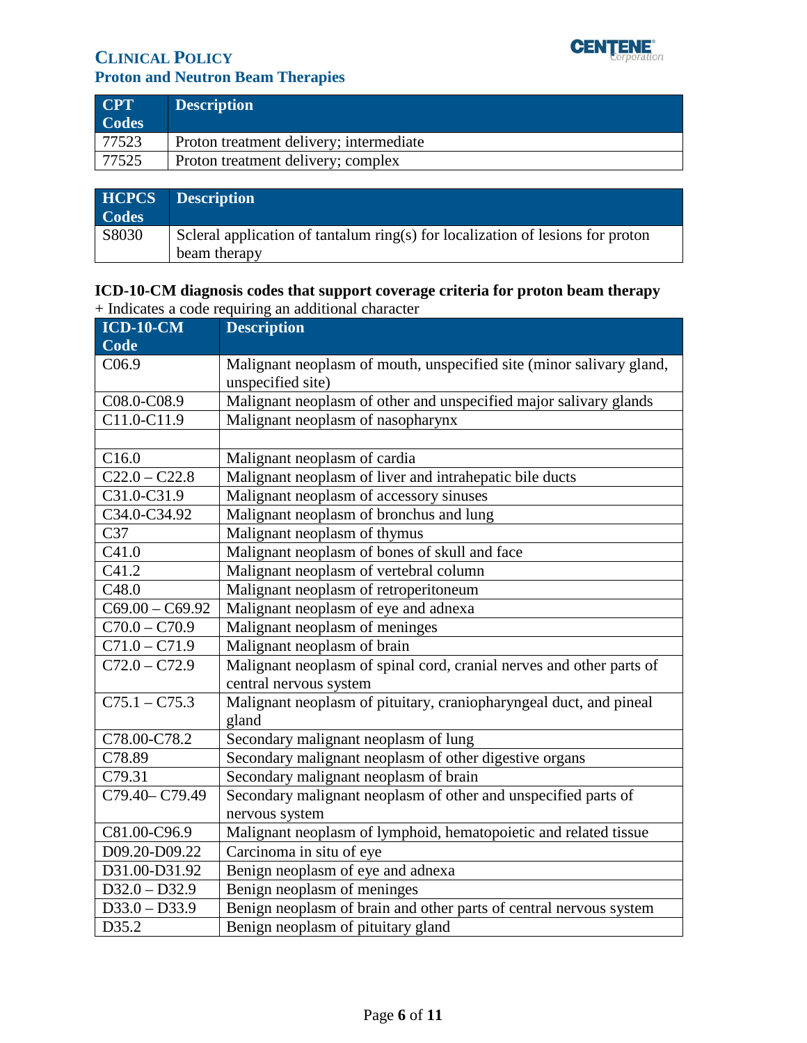| CPT Codes | Description |
|---|---|
| 77523 | Proton treatment delivery; intermediate |
| 77525 | Proton treatment delivery; complex |

| HCPCS Codes | Description |
|---|---|
| S8030 | Scleral application of tantalum ring(s) for localization of lesions for proton beam therapy |

**ICD-10-CM diagnosis codes that support coverage criteria for proton beam therapy**

+ Indicates a code requiring an additional character

| ICD-10-CM Code | Description |
|---|---|
| C06.9 | Malignant neoplasm of mouth, unspecified site (minor salivary gland, unspecified site) |
| C08.0-C08.9 | Malignant neoplasm of other and unspecified major salivary glands |
| C11.0-C11.9 | Malignant neoplasm of nasopharynx |
| | |
| C16.0 | Malignant neoplasm of cardia |
| C22.0 – C22.8 | Malignant neoplasm of liver and intrahepatic bile ducts |
| C31.0-C31.9 | Malignant neoplasm of accessory sinuses |
| C34.0-C34.92 | Malignant neoplasm of bronchus and lung |
| C37 | Malignant neoplasm of thymus |
| C41.0 | Malignant neoplasm of bones of skull and face |
| C41.2 | Malignant neoplasm of vertebral column |
| C48.0 | Malignant neoplasm of retroperitoneum |
| C69.00 – C69.92 | Malignant neoplasm of eye and adnexa |
| C70.0 – C70.9 | Malignant neoplasm of meninges |
| C71.0 – C71.9 | Malignant neoplasm of brain |
| C72.0 – C72.9 | Malignant neoplasm of spinal cord, cranial nerves and other parts of central nervous system |
| C75.1 – C75.3 | Malignant neoplasm of pituitary, craniopharyngeal duct, and pineal gland |
| C78.00-C78.2 | Secondary malignant neoplasm of lung |
| C78.89 | Secondary malignant neoplasm of other digestive organs |
| C79.31 | Secondary malignant neoplasm of brain |
| C79.40– C79.49 | Secondary malignant neoplasm of other and unspecified parts of nervous system |
| C81.00-C96.9 | Malignant neoplasm of lymphoid, hematopoietic and related tissue |
| D09.20-D09.22 | Carcinoma in situ of eye |
| D31.00-D31.92 | Benign neoplasm of eye and adnexa |
| D32.0 – D32.9 | Benign neoplasm of meninges |
| D33.0 – D33.9 | Benign neoplasm of brain and other parts of central nervous system |
| D35.2 | Benign neoplasm of pituitary gland |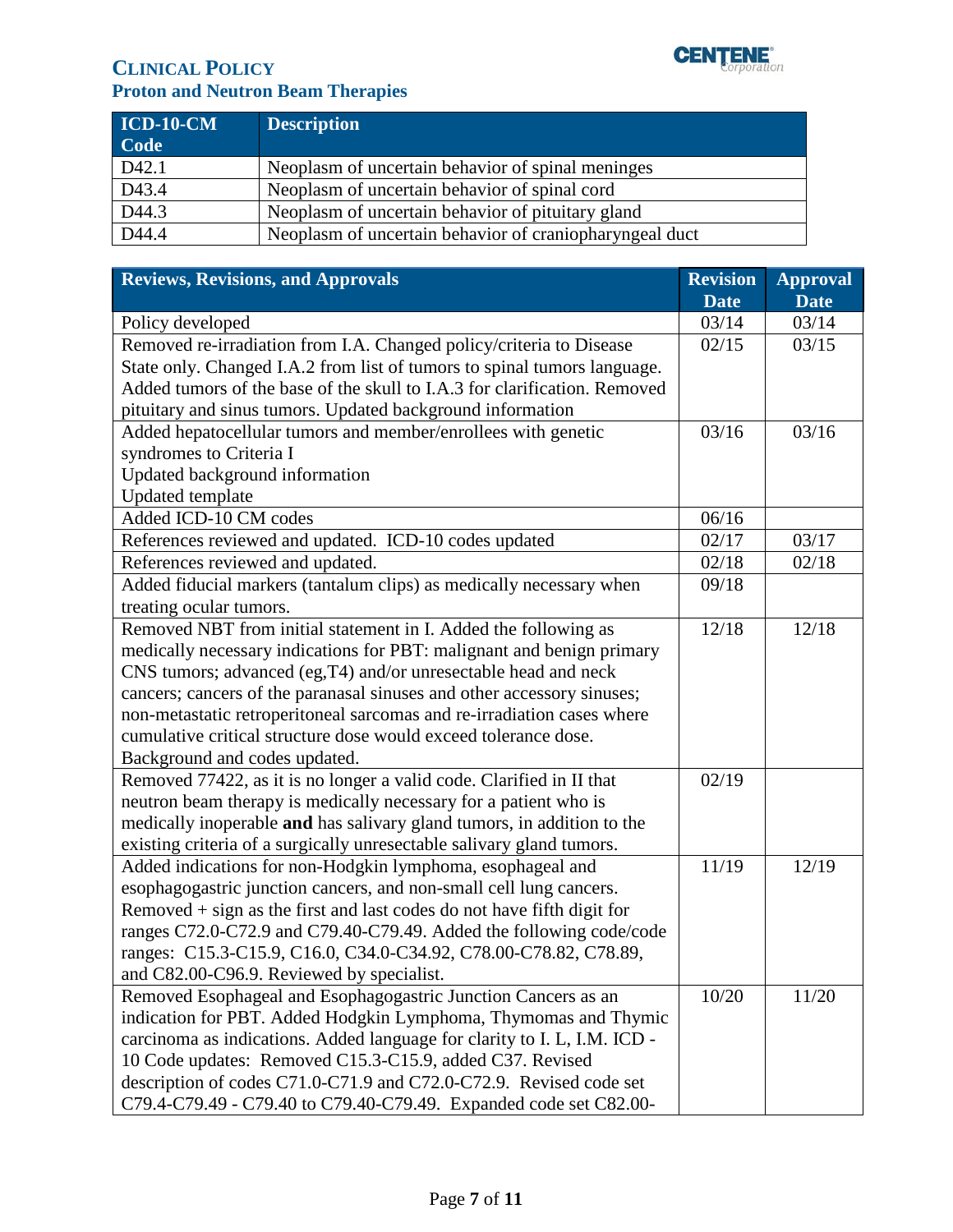| ICD-10-CM Code | Description |
|---|---|
| D42.1 | Neoplasm of uncertain behavior of spinal meninges |
| D43.4 | Neoplasm of uncertain behavior of spinal cord |
| D44.3 | Neoplasm of uncertain behavior of pituitary gland |
| D44.4 | Neoplasm of uncertain behavior of craniopharyngeal duct |

| Reviews, Revisions, and Approvals | Revision Date | Approval Date |
|---|---|---|
| Policy developed | 03/14 | 03/14 |
| Removed re-irradiation from I.A. Changed policy/criteria to Disease State only. Changed I.A.2 from list of tumors to spinal tumors language. Added tumors of the base of the skull to I.A.3 for clarification. Removed pituitary and sinus tumors. Updated background information | 02/15 | 03/15 |
| Added hepatocellular tumors and member/enrollees with genetic syndromes to Criteria I<br>Updated background information<br>Updated template | 03/16 | 03/16 |
| Added ICD-10 CM codes | 06/16 | |
| References reviewed and updated. ICD-10 codes updated | 02/17 | 03/17 |
| References reviewed and updated. | 02/18 | 02/18 |
| Added fiducial markers (tantalum clips) as medically necessary when treating ocular tumors. | 09/18 | |
| Removed NBT from initial statement in I. Added the following as medically necessary indications for PBT: malignant and benign primary CNS tumors; advanced (eg,T4) and/or unresectable head and neck cancers; cancers of the paranasal sinuses and other accessory sinuses; non-metastatic retroperitoneal sarcomas and re-irradiation cases where cumulative critical structure dose would exceed tolerance dose. Background and codes updated. | 12/18 | 12/18 |
| Removed 77422, as it is no longer a valid code. Clarified in II that neutron beam therapy is medically necessary for a patient who is medically inoperable **and** has salivary gland tumors, in addition to the existing criteria of a surgically unresectable salivary gland tumors. | 02/19 | |
| Added indications for non-Hodgkin lymphoma, esophageal and esophagogastric junction cancers, and non-small cell lung cancers. Removed + sign as the first and last codes do not have fifth digit for ranges C72.0-C72.9 and C79.40-C79.49. Added the following code/code ranges: C15.3-C15.9, C16.0, C34.0-C34.92, C78.00-C78.82, C78.89, and C82.00-C96.9. Reviewed by specialist. | 11/19 | 12/19 |
| Removed Esophageal and Esophagogastric Junction Cancers as an indication for PBT. Added Hodgkin Lymphoma, Thymomas and Thymic carcinoma as indications. Added language for clarity to I. L, I.M. ICD - 10 Code updates: Removed C15.3-C15.9, added C37. Revised description of codes C71.0-C71.9 and C72.0-C72.9. Revised code set C79.4-C79.49 - C79.40 to C79.40-C79.49. Expanded code set C82.00- | 10/20 | 11/20 |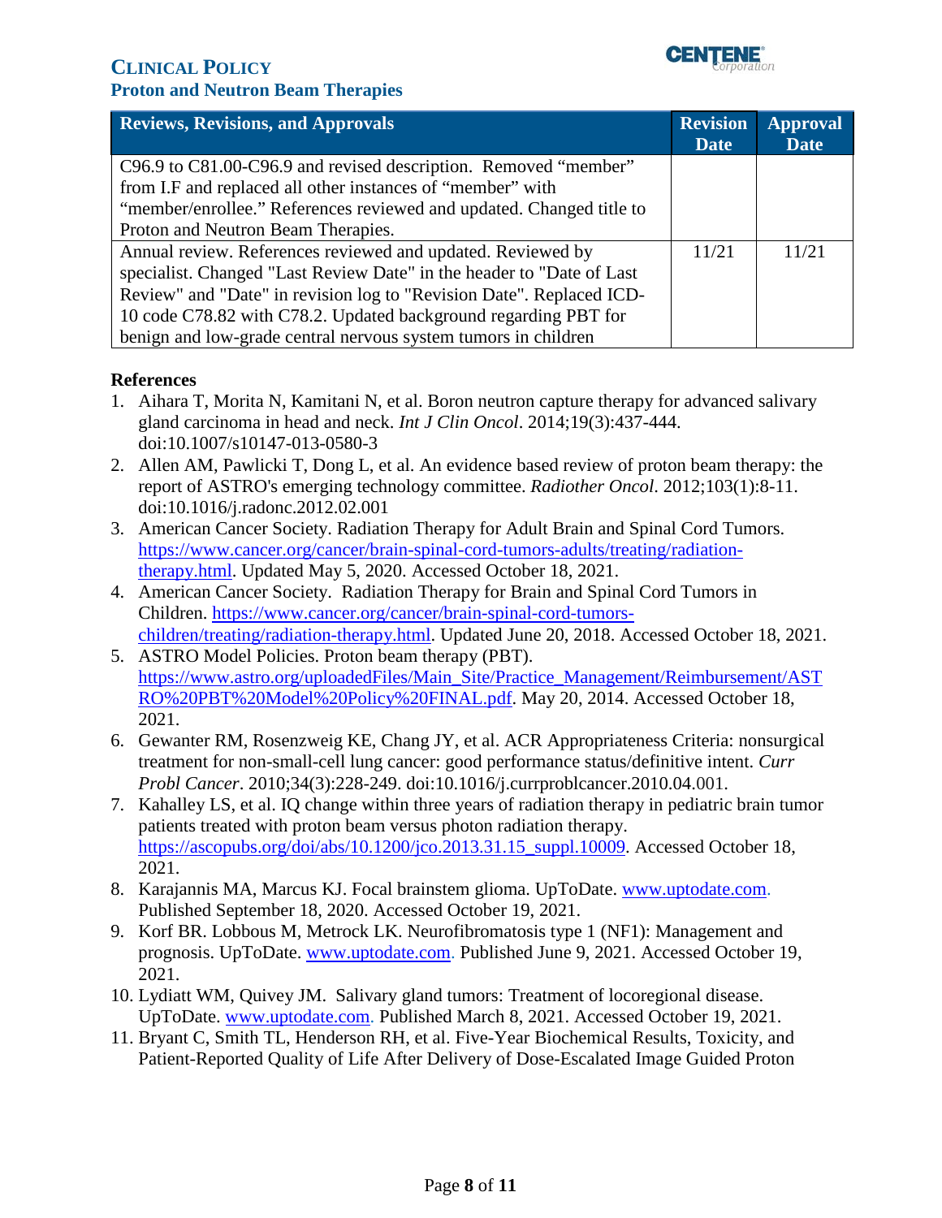| Reviews, Revisions, and Approvals | Revision Date | Approval Date |
|---|---|---|
| C96.9 to C81.00-C96.9 and revised description. Removed "member" from I.F and replaced all other instances of "member" with "member/enrollee." References reviewed and updated. Changed title to Proton and Neutron Beam Therapies. | | |
| Annual review. References reviewed and updated. Reviewed by specialist. Changed "Last Review Date" in the header to "Date of Last Review" and "Date" in revision log to "Revision Date". Replaced ICD-10 code C78.82 with C78.2. Updated background regarding PBT for benign and low-grade central nervous system tumors in children | 11/21 | 11/21 |

**References**

1. Aihara T, Morita N, Kamitani N, et al. Boron neutron capture therapy for advanced salivary gland carcinoma in head and neck. *Int J Clin Oncol*. 2014;19(3):437-444. doi:10.1007/s10147-013-0580-3
2. Allen AM, Pawlicki T, Dong L, et al. An evidence based review of proton beam therapy: the report of ASTRO's emerging technology committee. *Radiother Oncol*. 2012;103(1):8-11. doi:10.1016/j.radonc.2012.02.001
3. American Cancer Society. Radiation Therapy for Adult Brain and Spinal Cord Tumors. https://www.cancer.org/cancer/brain-spinal-cord-tumors-adults/treating/radiation-therapy.html. Updated May 5, 2020. Accessed October 18, 2021.
4. American Cancer Society. Radiation Therapy for Brain and Spinal Cord Tumors in Children. https://www.cancer.org/cancer/brain-spinal-cord-tumors-children/treating/radiation-therapy.html. Updated June 20, 2018. Accessed October 18, 2021.
5. ASTRO Model Policies. Proton beam therapy (PBT). https://www.astro.org/uploadedFiles/Main_Site/Practice_Management/Reimbursement/ASTRO%20PBT%20Model%20Policy%20FINAL.pdf. May 20, 2014. Accessed October 18, 2021.
6. Gewanter RM, Rosenzweig KE, Chang JY, et al. ACR Appropriateness Criteria: nonsurgical treatment for non-small-cell lung cancer: good performance status/definitive intent. *Curr Probl Cancer*. 2010;34(3):228-249. doi:10.1016/j.currproblcancer.2010.04.001.
7. Kahalley LS, et al. IQ change within three years of radiation therapy in pediatric brain tumor patients treated with proton beam versus photon radiation therapy. https://ascopubs.org/doi/abs/10.1200/jco.2013.31.15_suppl.10009. Accessed October 18, 2021.
8. Karajannis MA, Marcus KJ. Focal brainstem glioma. UpToDate. www.uptodate.com. Published September 18, 2020. Accessed October 19, 2021.
9. Korf BR. Lobbous M, Metrock LK. Neurofibromatosis type 1 (NF1): Management and prognosis. UpToDate. www.uptodate.com. Published June 9, 2021. Accessed October 19, 2021.
10. Lydiatt WM, Quivey JM. Salivary gland tumors: Treatment of locoregional disease. UpToDate. www.uptodate.com. Published March 8, 2021. Accessed October 19, 2021.
11. Bryant C, Smith TL, Henderson RH, et al. Five-Year Biochemical Results, Toxicity, and Patient-Reported Quality of Life After Delivery of Dose-Escalated Image Guided Proton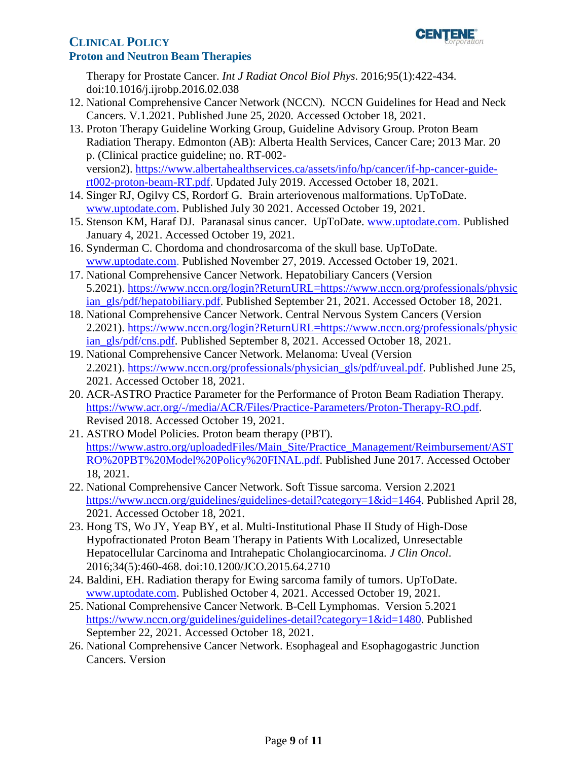Therapy for Prostate Cancer. *Int J Radiat Oncol Biol Phys*. 2016;95(1):422-434. doi:10.1016/j.ijrobp.2016.02.038

12. National Comprehensive Cancer Network (NCCN). NCCN Guidelines for Head and Neck Cancers. V.1.2021. Published June 25, 2020. Accessed October 18, 2021.
13. Proton Therapy Guideline Working Group, Guideline Advisory Group. Proton Beam Radiation Therapy. Edmonton (AB): Alberta Health Services, Cancer Care; 2013 Mar. 20 p. (Clinical practice guideline; no. RT-002-version2). https://www.albertahealthservices.ca/assets/info/hp/cancer/if-hp-cancer-guide-rt002-proton-beam-RT.pdf. Updated July 2019. Accessed October 18, 2021.
14. Singer RJ, Ogilvy CS, Rordorf G. Brain arteriovenous malformations. UpToDate. www.uptodate.com. Published July 30 2021. Accessed October 19, 2021.
15. Stenson KM, Haraf DJ. Paranasal sinus cancer. UpToDate. www.uptodate.com. Published January 4, 2021. Accessed October 19, 2021.
16. Synderman C. Chordoma and chondrosarcoma of the skull base. UpToDate. www.uptodate.com. Published November 27, 2019. Accessed October 19, 2021.
17. National Comprehensive Cancer Network. Hepatobiliary Cancers (Version 5.2021). https://www.nccn.org/login?ReturnURL=https://www.nccn.org/professionals/physician_gls/pdf/hepatobiliary.pdf. Published September 21, 2021. Accessed October 18, 2021.
18. National Comprehensive Cancer Network. Central Nervous System Cancers (Version 2.2021). https://www.nccn.org/login?ReturnURL=https://www.nccn.org/professionals/physician_gls/pdf/cns.pdf. Published September 8, 2021. Accessed October 18, 2021.
19. National Comprehensive Cancer Network. Melanoma: Uveal (Version 2.2021). https://www.nccn.org/professionals/physician_gls/pdf/uveal.pdf. Published June 25, 2021. Accessed October 18, 2021.
20. ACR-ASTRO Practice Parameter for the Performance of Proton Beam Radiation Therapy. https://www.acr.org/-/media/ACR/Files/Practice-Parameters/Proton-Therapy-RO.pdf. Revised 2018. Accessed October 19, 2021.
21. ASTRO Model Policies. Proton beam therapy (PBT). https://www.astro.org/uploadedFiles/Main_Site/Practice_Management/Reimbursement/ASTRO%20PBT%20Model%20Policy%20FINAL.pdf. Published June 2017. Accessed October 18, 2021.
22. National Comprehensive Cancer Network. Soft Tissue sarcoma. Version 2.2021 https://www.nccn.org/guidelines/guidelines-detail?category=1&id=1464. Published April 28, 2021. Accessed October 18, 2021.
23. Hong TS, Wo JY, Yeap BY, et al. Multi-Institutional Phase II Study of High-Dose Hypofractionated Proton Beam Therapy in Patients With Localized, Unresectable Hepatocellular Carcinoma and Intrahepatic Cholangiocarcinoma. *J Clin Oncol*. 2016;34(5):460-468. doi:10.1200/JCO.2015.64.2710
24. Baldini, EH. Radiation therapy for Ewing sarcoma family of tumors. UpToDate. www.uptodate.com. Published October 4, 2021. Accessed October 19, 2021.
25. National Comprehensive Cancer Network. B-Cell Lymphomas. Version 5.2021 https://www.nccn.org/guidelines/guidelines-detail?category=1&id=1480. Published September 22, 2021. Accessed October 18, 2021.
26. National Comprehensive Cancer Network. Esophageal and Esophagogastric Junction Cancers. Version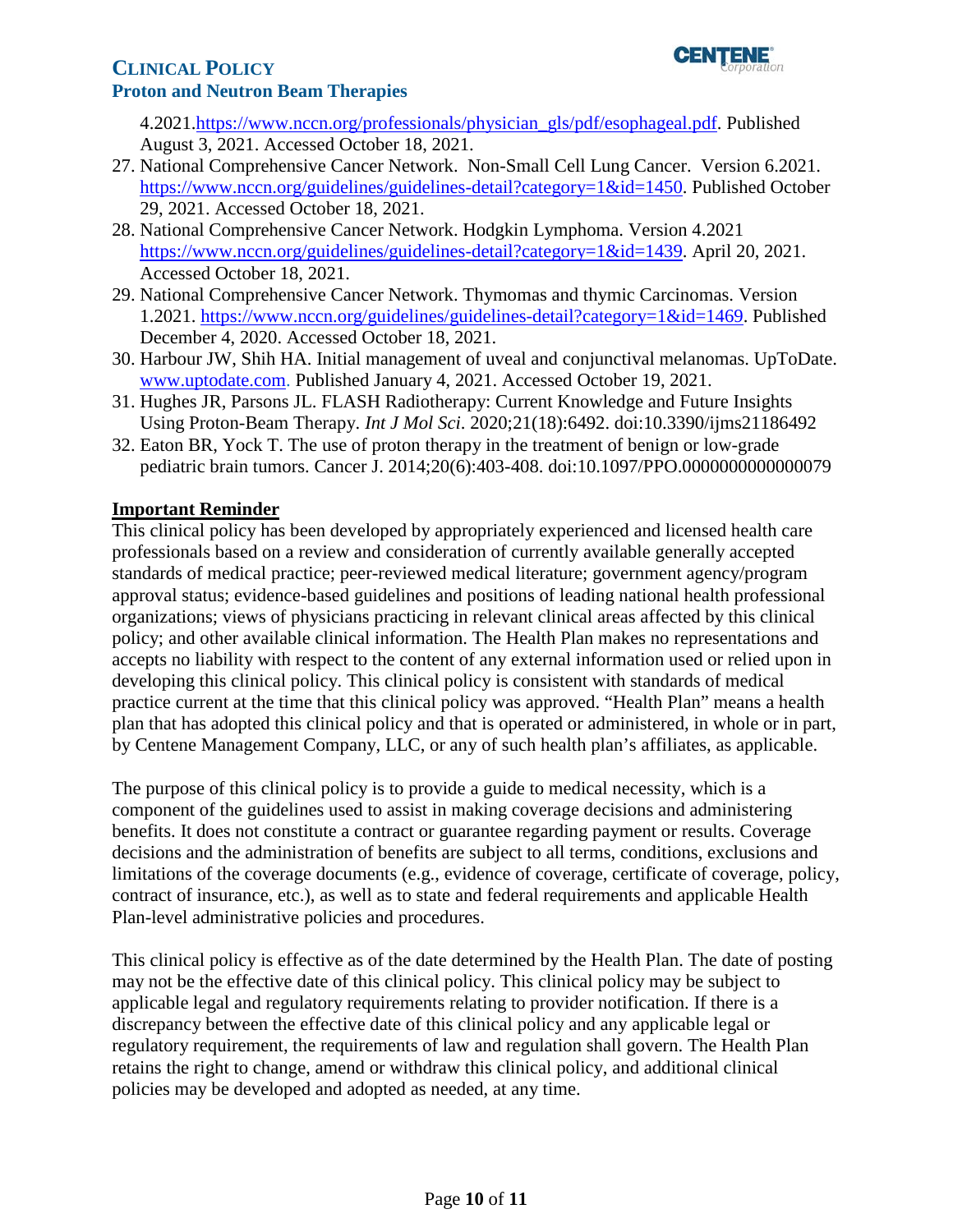4.2021.https://www.nccn.org/professionals/physician_gls/pdf/esophageal.pdf. Published August 3, 2021. Accessed October 18, 2021.

27. National Comprehensive Cancer Network. Non-Small Cell Lung Cancer. Version 6.2021. https://www.nccn.org/guidelines/guidelines-detail?category=1&id=1450. Published October 29, 2021. Accessed October 18, 2021.
28. National Comprehensive Cancer Network. Hodgkin Lymphoma. Version 4.2021 https://www.nccn.org/guidelines/guidelines-detail?category=1&id=1439. April 20, 2021. Accessed October 18, 2021.
29. National Comprehensive Cancer Network. Thymomas and thymic Carcinomas. Version 1.2021. https://www.nccn.org/guidelines/guidelines-detail?category=1&id=1469. Published December 4, 2020. Accessed October 18, 2021.
30. Harbour JW, Shih HA. Initial management of uveal and conjunctival melanomas. UpToDate. www.uptodate.com. Published January 4, 2021. Accessed October 19, 2021.
31. Hughes JR, Parsons JL. FLASH Radiotherapy: Current Knowledge and Future Insights Using Proton-Beam Therapy. *Int J Mol Sci*. 2020;21(18):6492. doi:10.3390/ijms21186492
32. Eaton BR, Yock T. The use of proton therapy in the treatment of benign or low-grade pediatric brain tumors. Cancer J. 2014;20(6):403-408. doi:10.1097/PPO.0000000000000079

## Important Reminder

This clinical policy has been developed by appropriately experienced and licensed health care professionals based on a review and consideration of currently available generally accepted standards of medical practice; peer-reviewed medical literature; government agency/program approval status; evidence-based guidelines and positions of leading national health professional organizations; views of physicians practicing in relevant clinical areas affected by this clinical policy; and other available clinical information. The Health Plan makes no representations and accepts no liability with respect to the content of any external information used or relied upon in developing this clinical policy. This clinical policy is consistent with standards of medical practice current at the time that this clinical policy was approved. "Health Plan" means a health plan that has adopted this clinical policy and that is operated or administered, in whole or in part, by Centene Management Company, LLC, or any of such health plan's affiliates, as applicable.

The purpose of this clinical policy is to provide a guide to medical necessity, which is a component of the guidelines used to assist in making coverage decisions and administering benefits. It does not constitute a contract or guarantee regarding payment or results. Coverage decisions and the administration of benefits are subject to all terms, conditions, exclusions and limitations of the coverage documents (e.g., evidence of coverage, certificate of coverage, policy, contract of insurance, etc.), as well as to state and federal requirements and applicable Health Plan-level administrative policies and procedures.

This clinical policy is effective as of the date determined by the Health Plan. The date of posting may not be the effective date of this clinical policy. This clinical policy may be subject to applicable legal and regulatory requirements relating to provider notification. If there is a discrepancy between the effective date of this clinical policy and any applicable legal or regulatory requirement, the requirements of law and regulation shall govern. The Health Plan retains the right to change, amend or withdraw this clinical policy, and additional clinical policies may be developed and adopted as needed, at any time.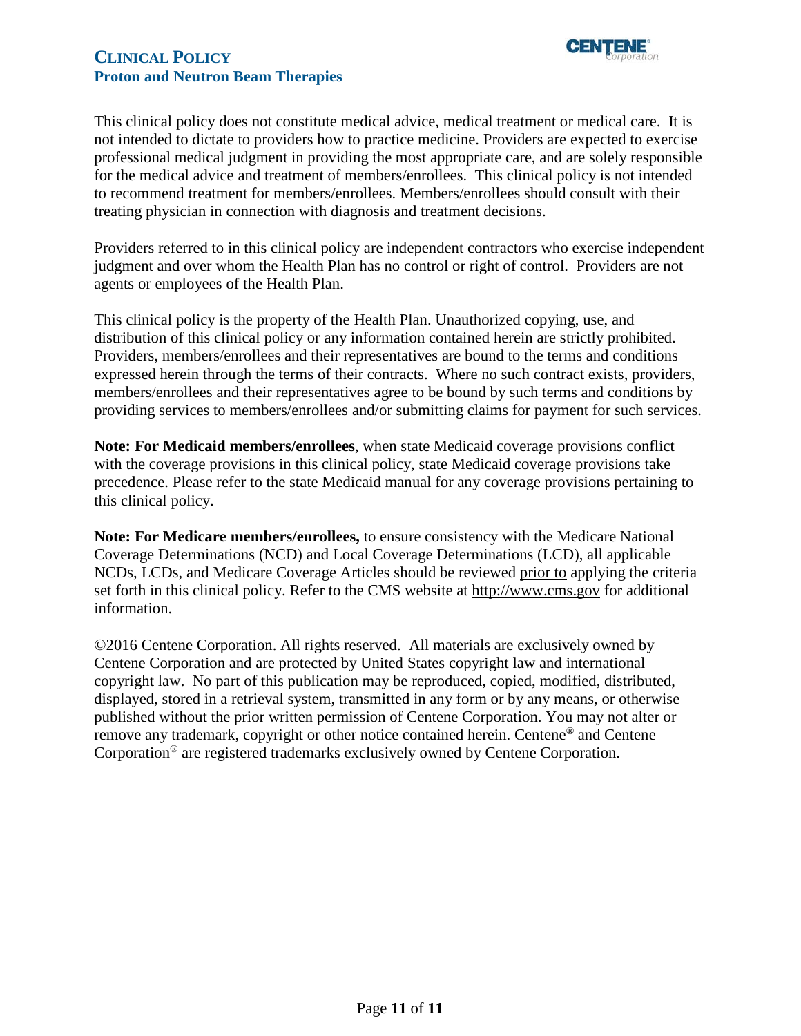This clinical policy does not constitute medical advice, medical treatment or medical care. It is not intended to dictate to providers how to practice medicine. Providers are expected to exercise professional medical judgment in providing the most appropriate care, and are solely responsible for the medical advice and treatment of members/enrollees. This clinical policy is not intended to recommend treatment for members/enrollees. Members/enrollees should consult with their treating physician in connection with diagnosis and treatment decisions.

Providers referred to in this clinical policy are independent contractors who exercise independent judgment and over whom the Health Plan has no control or right of control. Providers are not agents or employees of the Health Plan.

This clinical policy is the property of the Health Plan. Unauthorized copying, use, and distribution of this clinical policy or any information contained herein are strictly prohibited. Providers, members/enrollees and their representatives are bound to the terms and conditions expressed herein through the terms of their contracts. Where no such contract exists, providers, members/enrollees and their representatives agree to be bound by such terms and conditions by providing services to members/enrollees and/or submitting claims for payment for such services.

**Note: For Medicaid members/enrollees**, when state Medicaid coverage provisions conflict with the coverage provisions in this clinical policy, state Medicaid coverage provisions take precedence. Please refer to the state Medicaid manual for any coverage provisions pertaining to this clinical policy.

**Note: For Medicare members/enrollees,** to ensure consistency with the Medicare National Coverage Determinations (NCD) and Local Coverage Determinations (LCD), all applicable NCDs, LCDs, and Medicare Coverage Articles should be reviewed prior to applying the criteria set forth in this clinical policy. Refer to the CMS website at http://www.cms.gov for additional information.

©2016 Centene Corporation. All rights reserved. All materials are exclusively owned by Centene Corporation and are protected by United States copyright law and international copyright law. No part of this publication may be reproduced, copied, modified, distributed, displayed, stored in a retrieval system, transmitted in any form or by any means, or otherwise published without the prior written permission of Centene Corporation. You may not alter or remove any trademark, copyright or other notice contained herein. Centene® and Centene Corporation® are registered trademarks exclusively owned by Centene Corporation.